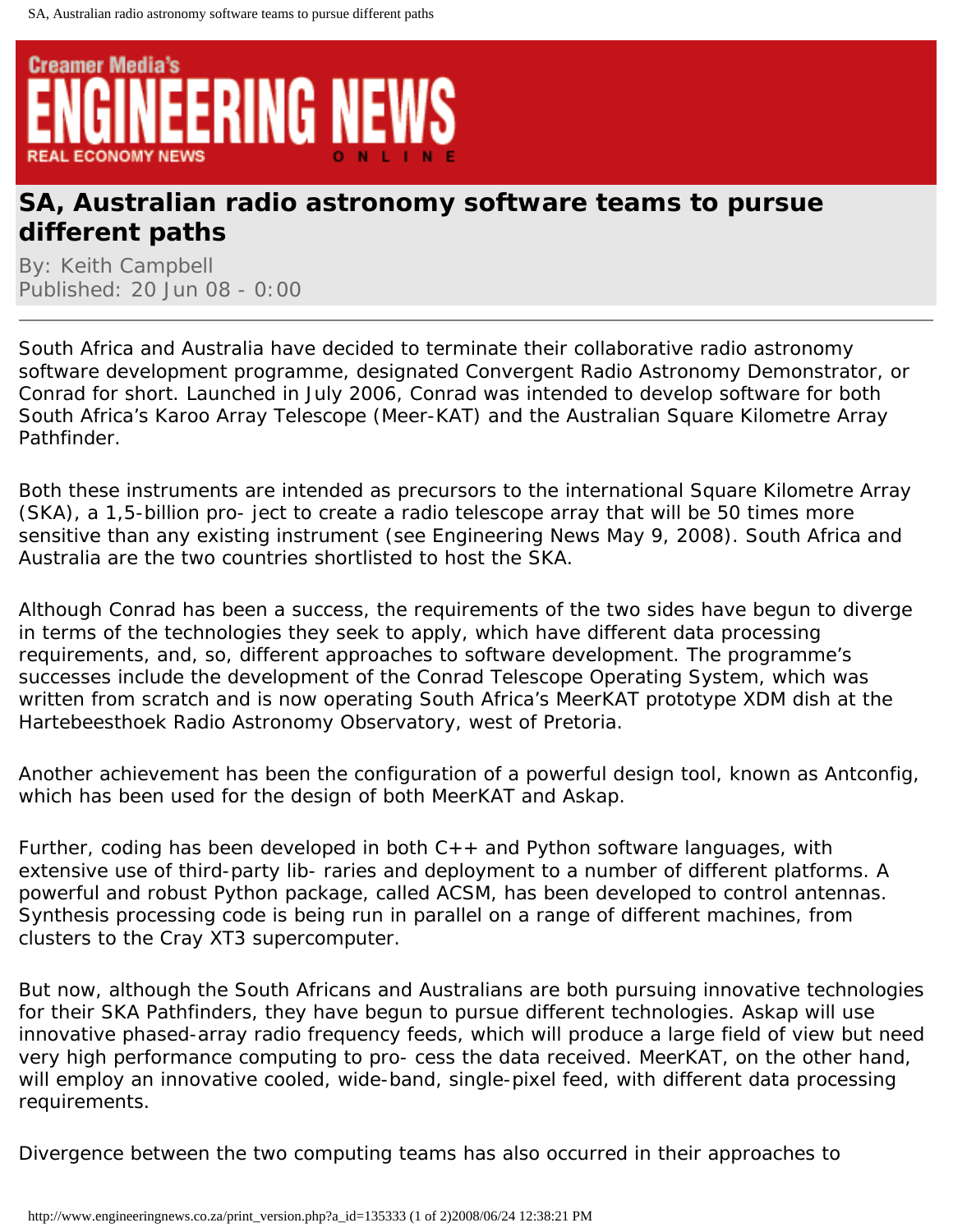# SA, Australian radio astronomy software teams to pursue different paths

By: Keith Campbell
Published: 20 Jun 08 - 0:00

South Africa and Australia have decided to terminate their collaborative radio astronomy software development programme, designated Convergent Radio Astronomy Demonstrator, or Conrad for short. Launched in July 2006, Conrad was intended to develop software for both South Africa's Karoo Array Telescope (Meer-KAT) and the Australian Square Kilometre Array Pathfinder.

Both these instruments are intended as precursors to the international Square Kilometre Array (SKA), a 1,5-billion pro- ject to create a radio telescope array that will be 50 times more sensitive than any existing instrument (see Engineering News May 9, 2008). South Africa and Australia are the two countries shortlisted to host the SKA.

Although Conrad has been a success, the requirements of the two sides have begun to diverge in terms of the technologies they seek to apply, which have different data processing requirements, and, so, different approaches to software development. The programme's successes include the development of the Conrad Telescope Operating System, which was written from scratch and is now operating South Africa's MeerKAT prototype XDM dish at the Hartebeesthoek Radio Astronomy Observatory, west of Pretoria.

Another achievement has been the configuration of a powerful design tool, known as Antconfig, which has been used for the design of both MeerKAT and Askap.

Further, coding has been developed in both C++ and Python software languages, with extensive use of third-party lib- raries and deployment to a number of different platforms. A powerful and robust Python package, called ACSM, has been developed to control antennas. Synthesis processing code is being run in parallel on a range of different machines, from clusters to the Cray XT3 supercomputer.

But now, although the South Africans and Australians are both pursuing innovative technologies for their SKA Pathfinders, they have begun to pursue different technologies. Askap will use innovative phased-array radio frequency feeds, which will produce a large field of view but need very high performance computing to pro- cess the data received. MeerKAT, on the other hand, will employ an innovative cooled, wide-band, single-pixel feed, with different data processing requirements.

Divergence between the two computing teams has also occurred in their approaches to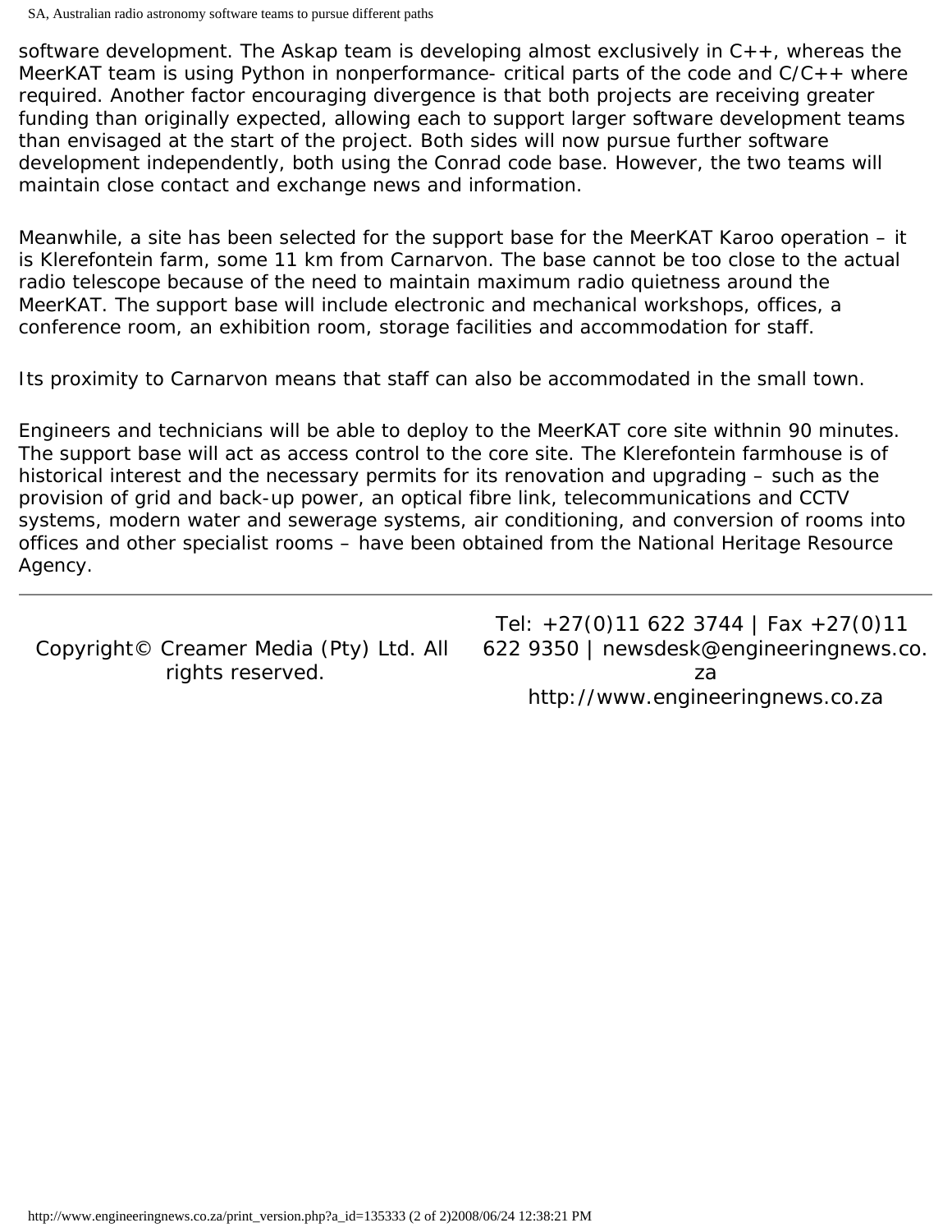software development. The Askap team is developing almost exclusively in C++, whereas the MeerKAT team is using Python in nonperformance- critical parts of the code and C/C++ where required. Another factor encouraging divergence is that both projects are receiving greater funding than originally expected, allowing each to support larger software development teams than envisaged at the start of the project. Both sides will now pursue further software development independently, both using the Conrad code base. However, the two teams will maintain close contact and exchange news and information.

Meanwhile, a site has been selected for the support base for the MeerKAT Karoo operation – it is Klerefontein farm, some 11 km from Carnarvon. The base cannot be too close to the actual radio telescope because of the need to maintain maximum radio quietness around the MeerKAT. The support base will include electronic and mechanical workshops, offices, a conference room, an exhibition room, storage facilities and accommodation for staff.

Its proximity to Carnarvon means that staff can also be accommodated in the small town.

Engineers and technicians will be able to deploy to the MeerKAT core site withnin 90 minutes. The support base will act as access control to the core site. The Klerefontein farmhouse is of historical interest and the necessary permits for its renovation and upgrading – such as the provision of grid and back-up power, an optical fibre link, telecommunications and CCTV systems, modern water and sewerage systems, air conditioning, and conversion of rooms into offices and other specialist rooms – have been obtained from the National Heritage Resource Agency.

---

Copyright© Creamer Media (Pty) Ltd. All rights reserved.

Tel: +27(0)11 622 3744 | Fax +27(0)11 622 9350 | newsdesk@engineeringnews.co.za
http://www.engineeringnews.co.za